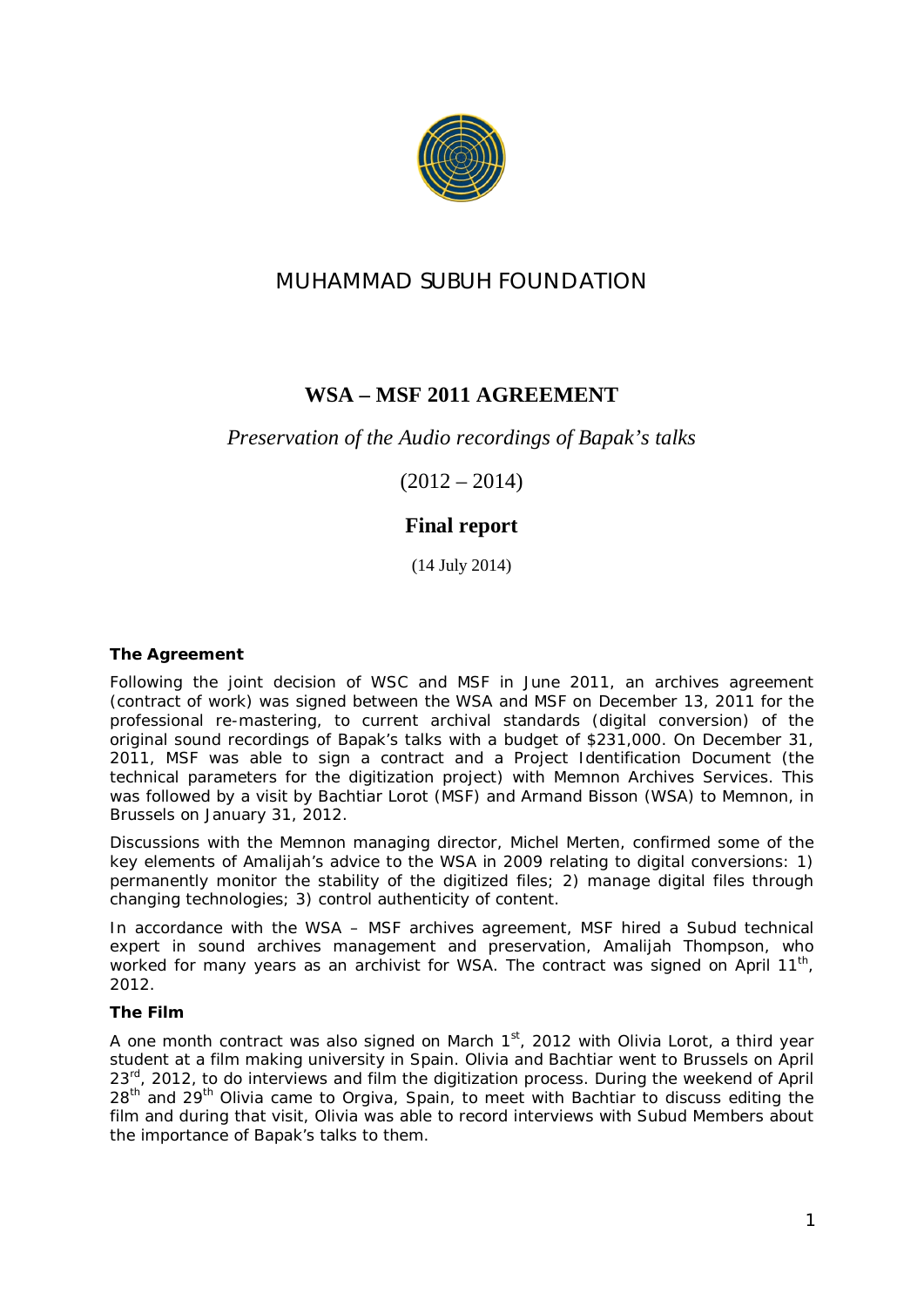# MUHAMMAD SUBUH FOUNDATION

## WSA – MSF 2011 AGREEMENT

*Preservation of the Audio recordings of Bapak's talks*

(2012 – 2014)

### Final report

(14 July 2014)

**The Agreement**

Following the joint decision of WSC and MSF in June 2011, an archives agreement (contract of work) was signed between the WSA and MSF on December 13, 2011 for the professional re-mastering, to current archival standards (digital conversion) of the original sound recordings of Bapak's talks with a budget of $231,000. On December 31, 2011, MSF was able to sign a contract and a Project Identification Document (the technical parameters for the digitization project) with Memnon Archives Services. This was followed by a visit by Bachtiar Lorot (MSF) and Armand Bisson (WSA) to Memnon, in Brussels on January 31, 2012.

Discussions with the Memnon managing director, Michel Merten, confirmed some of the key elements of Amalijah's advice to the WSA in 2009 relating to digital conversions: 1) permanently monitor the stability of the digitized files; 2) manage digital files through changing technologies; 3) control authenticity of content.

In accordance with the WSA – MSF archives agreement, MSF hired a Subud technical expert in sound archives management and preservation, Amalijah Thompson, who worked for many years as an archivist for WSA. The contract was signed on April 11th, 2012.

**The Film**

A one month contract was also signed on March 1st, 2012 with Olivia Lorot, a third year student at a film making university in Spain. Olivia and Bachtiar went to Brussels on April 23rd, 2012, to do interviews and film the digitization process. During the weekend of April 28th and 29th Olivia came to Orgiva, Spain, to meet with Bachtiar to discuss editing the film and during that visit, Olivia was able to record interviews with Subud Members about the importance of Bapak's talks to them.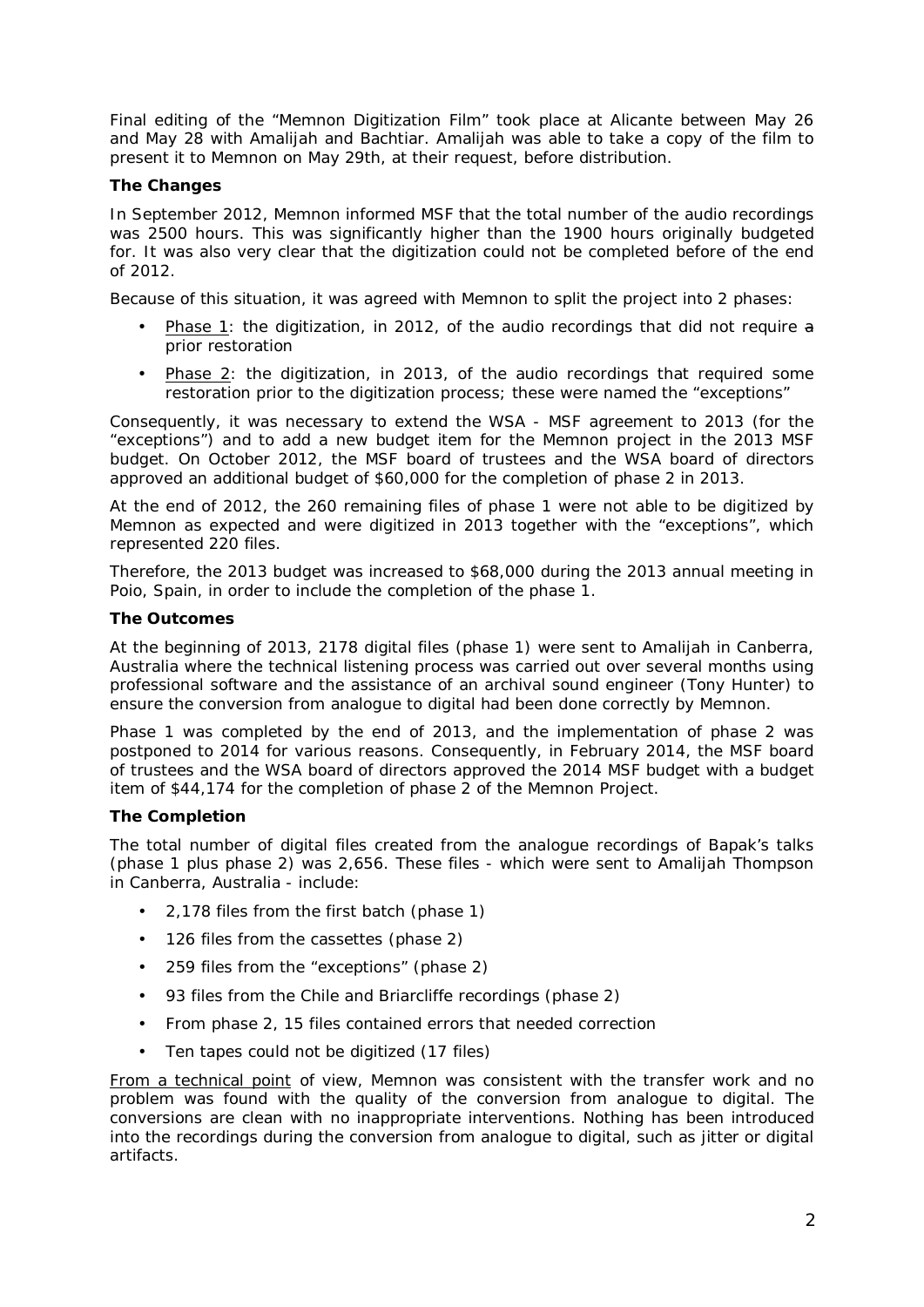Final editing of the "Memnon Digitization Film" took place at Alicante between May 26 and May 28 with Amalijah and Bachtiar. Amalijah was able to take a copy of the film to present it to Memnon on May 29th, at their request, before distribution.

**The Changes**

In September 2012, Memnon informed MSF that the total number of the audio recordings was 2500 hours. This was significantly higher than the 1900 hours originally budgeted for. It was also very clear that the digitization could not be completed before of the end of 2012.

Because of this situation, it was agreed with Memnon to split the project into 2 phases:

- Phase 1: the digitization, in 2012, of the audio recordings that did not require ~~a~~ prior restoration
- Phase 2: the digitization, in 2013, of the audio recordings that required some restoration prior to the digitization process; these were named the "exceptions"

Consequently, it was necessary to extend the WSA - MSF agreement to 2013 (for the "exceptions") and to add a new budget item for the Memnon project in the 2013 MSF budget. On October 2012, the MSF board of trustees and the WSA board of directors approved an additional budget of $60,000 for the completion of phase 2 in 2013.

At the end of 2012, the 260 remaining files of phase 1 were not able to be digitized by Memnon as expected and were digitized in 2013 together with the "exceptions", which represented 220 files.

Therefore, the 2013 budget was increased to $68,000 during the 2013 annual meeting in Poio, Spain, in order to include the completion of the phase 1.

**The Outcomes**

At the beginning of 2013, 2178 digital files (phase 1) were sent to Amalijah in Canberra, Australia where the technical listening process was carried out over several months using professional software and the assistance of an archival sound engineer (Tony Hunter) to ensure the conversion from analogue to digital had been done correctly by Memnon.

Phase 1 was completed by the end of 2013, and the implementation of phase 2 was postponed to 2014 for various reasons. Consequently, in February 2014, the MSF board of trustees and the WSA board of directors approved the 2014 MSF budget with a budget item of $44,174 for the completion of phase 2 of the Memnon Project.

**The Completion**

The total number of digital files created from the analogue recordings of Bapak's talks (phase 1 plus phase 2) was 2,656. These files - which were sent to Amalijah Thompson in Canberra, Australia - include:

- 2,178 files from the first batch (phase 1)
- 126 files from the cassettes (phase 2)
- 259 files from the "exceptions" (phase 2)
- 93 files from the Chile and Briarcliffe recordings (phase 2)
- From phase 2, 15 files contained errors that needed correction
- Ten tapes could not be digitized (17 files)

From a technical point of view, Memnon was consistent with the transfer work and no problem was found with the quality of the conversion from analogue to digital. The conversions are clean with no inappropriate interventions. Nothing has been introduced into the recordings during the conversion from analogue to digital, such as jitter or digital artifacts.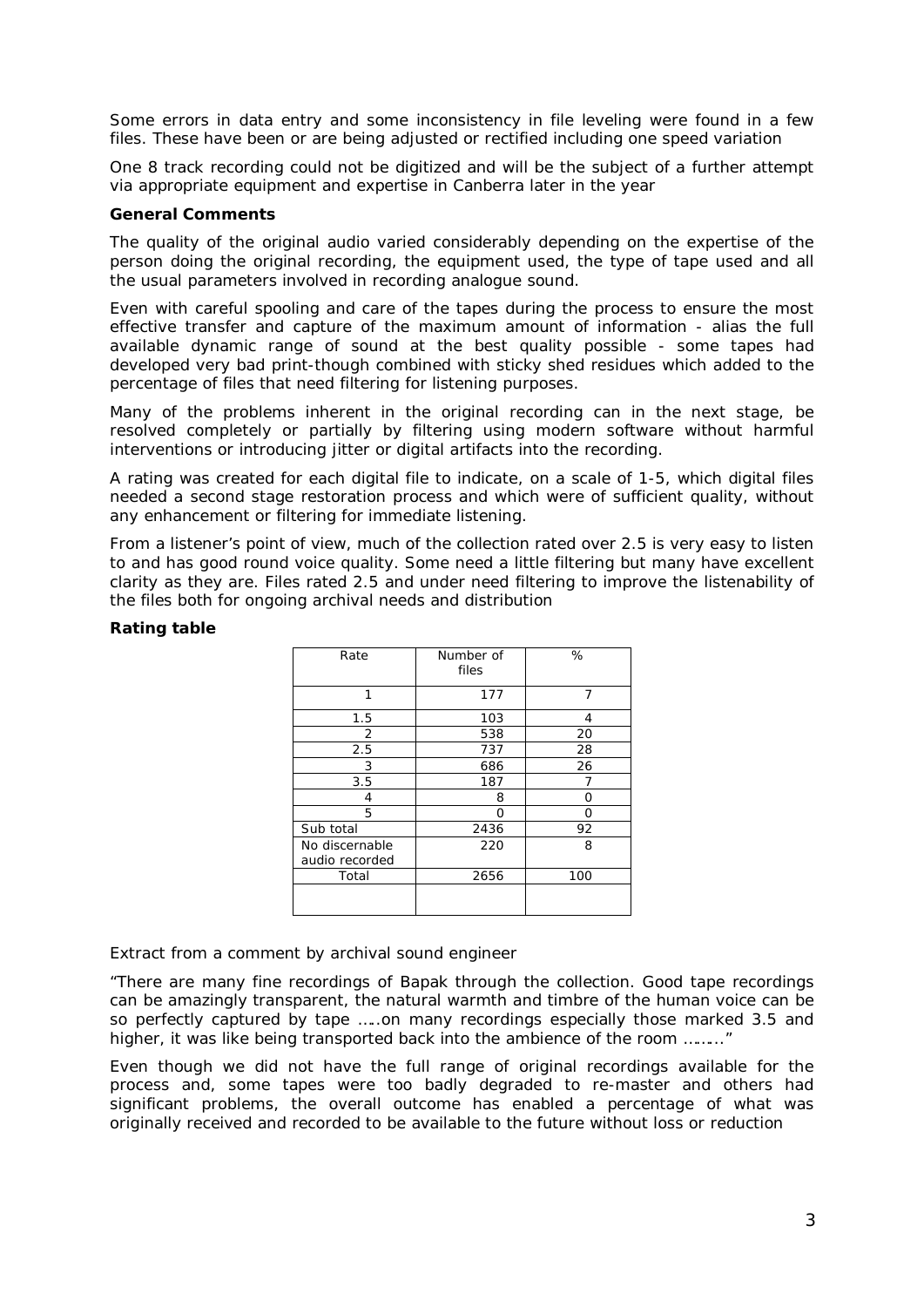Some errors in data entry and some inconsistency in file leveling were found in a few files. These have been or are being adjusted or rectified including one speed variation

One 8 track recording could not be digitized and will be the subject of a further attempt via appropriate equipment and expertise in Canberra later in the year

**General Comments**

The quality of the original audio varied considerably depending on the expertise of the person doing the original recording, the equipment used, the type of tape used and all the usual parameters involved in recording analogue sound.

Even with careful spooling and care of the tapes during the process to ensure the most effective transfer and capture of the maximum amount of information - alias the full available dynamic range of sound at the best quality possible - some tapes had developed very bad print-though combined with sticky shed residues which added to the percentage of files that need filtering for listening purposes.

Many of the problems inherent in the original recording can in the next stage, be resolved completely or partially by filtering using modern software without harmful interventions or introducing jitter or digital artifacts into the recording.

A rating was created for each digital file to indicate, on a scale of 1-5, which digital files needed a second stage restoration process and which were of sufficient quality, without any enhancement or filtering for immediate listening.

From a listener's point of view, much of the collection rated over 2.5 is very easy to listen to and has good round voice quality. Some need a little filtering but many have excellent clarity as they are. Files rated 2.5 and under need filtering to improve the listenability of the files both for ongoing archival needs and distribution

**Rating table**

| Rate | Number of files | % |
|---|---|---|
| 1 | 177 | 7 |
| 1.5 | 103 | 4 |
| 2 | 538 | 20 |
| 2.5 | 737 | 28 |
| 3 | 686 | 26 |
| 3.5 | 187 | 7 |
| 4 | 8 | 0 |
| 5 | 0 | 0 |
| Sub total | 2436 | 92 |
| No discernable audio recorded | 220 | 8 |
| Total | 2656 | 100 |
| | | |

*Extract from a comment by archival sound engineer*

*"There are many fine recordings of Bapak through the collection. Good tape recordings can be amazingly transparent, the natural warmth and timbre of the human voice can be so perfectly captured by tape …..on many recordings especially those marked 3.5 and higher, it was like being transported back into the ambience of the room ………"*

Even though we did not have the full range of original recordings available for the process and, some tapes were too badly degraded to re-master and others had significant problems, the overall outcome has enabled a percentage of what was originally received and recorded to be available to the future without loss or reduction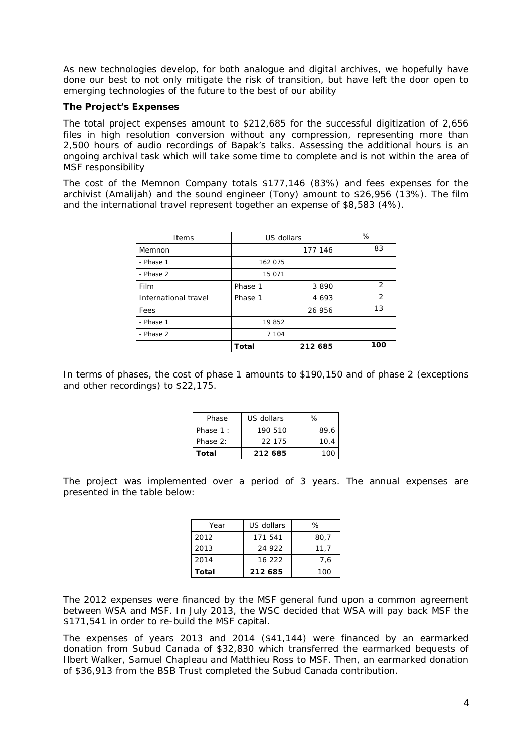As new technologies develop, for both analogue and digital archives, we hopefully have done our best to not only mitigate the risk of transition, but have left the door open to emerging technologies of the future to the best of our ability

**The Project's Expenses**

The total project expenses amount to $212,685 for the successful digitization of 2,656 files in high resolution conversion without any compression, representing more than 2,500 hours of audio recordings of Bapak's talks. Assessing the additional hours is an ongoing archival task which will take some time to complete and is not within the area of MSF responsibility

The cost of the Memnon Company totals $177,146 (83%) and fees expenses for the archivist (Amalijah) and the sound engineer (Tony) amount to $26,956 (13%). The film and the international travel represent together an expense of $8,583 (4%).

| Items | US dollars | | % |
|---|---|---|---|
| Memnon | | 177 146 | 83 |
| - Phase 1 | 162 075 | | |
| - Phase 2 | 15 071 | | |
| Film | Phase 1 | 3 890 | 2 |
| International travel | Phase 1 | 4 693 | 2 |
| Fees | | 26 956 | 13 |
| - Phase 1 | 19 852 | | |
| - Phase 2 | 7 104 | | |
| | **Total** | **212 685** | **100** |

In terms of phases, the cost of phase 1 amounts to $190,150 and of phase 2 (exceptions and other recordings) to $22,175.

| Phase | US dollars | % |
|---|---|---|
| Phase 1 : | 190 510 | 89,6 |
| Phase 2: | 22 175 | 10,4 |
| **Total** | **212 685** | 100 |

The project was implemented over a period of 3 years. The annual expenses are presented in the table below:

| Year | US dollars | % |
|---|---|---|
| 2012 | 171 541 | 80,7 |
| 2013 | 24 922 | 11,7 |
| 2014 | 16 222 | 7,6 |
| **Total** | **212 685** | 100 |

The 2012 expenses were financed by the MSF general fund upon a common agreement between WSA and MSF. In July 2013, the WSC decided that WSA will pay back MSF the $171,541 in order to re-build the MSF capital.

The expenses of years 2013 and 2014 ($41,144) were financed by an earmarked donation from Subud Canada of $32,830 which transferred the earmarked bequests of Ilbert Walker, Samuel Chapleau and Matthieu Ross to MSF. Then, an earmarked donation of $36,913 from the BSB Trust completed the Subud Canada contribution.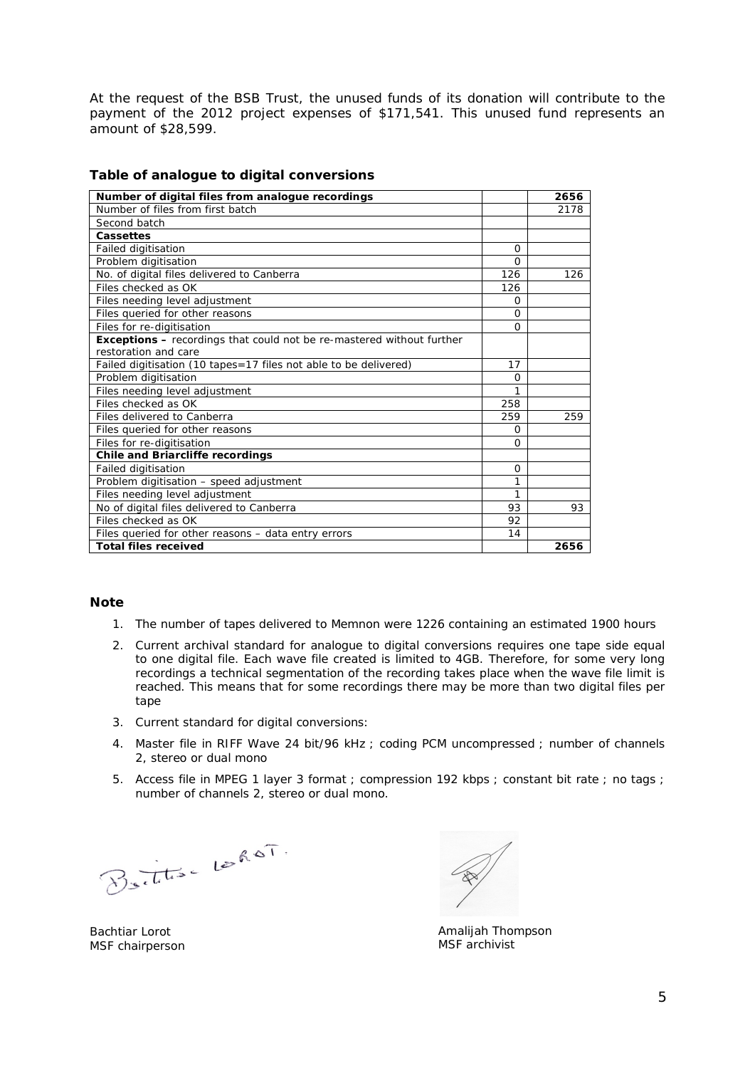At the request of the BSB Trust, the unused funds of its donation will contribute to the payment of the 2012 project expenses of $171,541. This unused fund represents an amount of $28,599.

### Table of analogue to digital conversions

| | | |
|---|---|---|
| **Number of digital files from analogue recordings** | | **2656** |
| Number of files from first batch | | 2178 |
| Second batch | | |
| **Cassettes** | | |
| Failed digitisation | 0 | |
| Problem digitisation | 0 | |
| No. of digital files delivered to Canberra | 126 | 126 |
| Files checked as OK | 126 | |
| Files needing level adjustment | 0 | |
| Files queried for other reasons | 0 | |
| Files for re-digitisation | 0 | |
| **Exceptions –** recordings that could not be re-mastered without further restoration and care | | |
| Failed digitisation (10 tapes=17 files not able to be delivered) | 17 | |
| Problem digitisation | 0 | |
| Files needing level adjustment | 1 | |
| Files checked as OK | 258 | |
| Files delivered to Canberra | 259 | 259 |
| Files queried for other reasons | 0 | |
| Files for re-digitisation | 0 | |
| **Chile and Briarcliffe recordings** | | |
| Failed digitisation | 0 | |
| Problem digitisation – speed adjustment | 1 | |
| Files needing level adjustment | 1 | |
| No of digital files delivered to Canberra | 93 | 93 |
| Files checked as OK | 92 | |
| Files queried for other reasons – data entry errors | 14 | |
| **Total files received** | | **2656** |

### Note

1. The number of tapes delivered to Memnon were 1226 containing an estimated 1900 hours
2. Current archival standard for analogue to digital conversions requires one tape side equal to one digital file. Each wave file created is limited to 4GB. Therefore, for some very long recordings a technical segmentation of the recording takes place when the wave file limit is reached. This means that for some recordings there may be more than two digital files per tape
3. Current standard for digital conversions:
4. Master file in RIFF Wave 24 bit/96 kHz ; coding PCM uncompressed ; number of channels 2, stereo or dual mono
5. Access file in MPEG 1 layer 3 format ; compression 192 kbps ; constant bit rate ; no tags ; number of channels 2, stereo or dual mono.

Bachtiar Lorot
MSF chairperson

Amalijah Thompson
MSF archivist